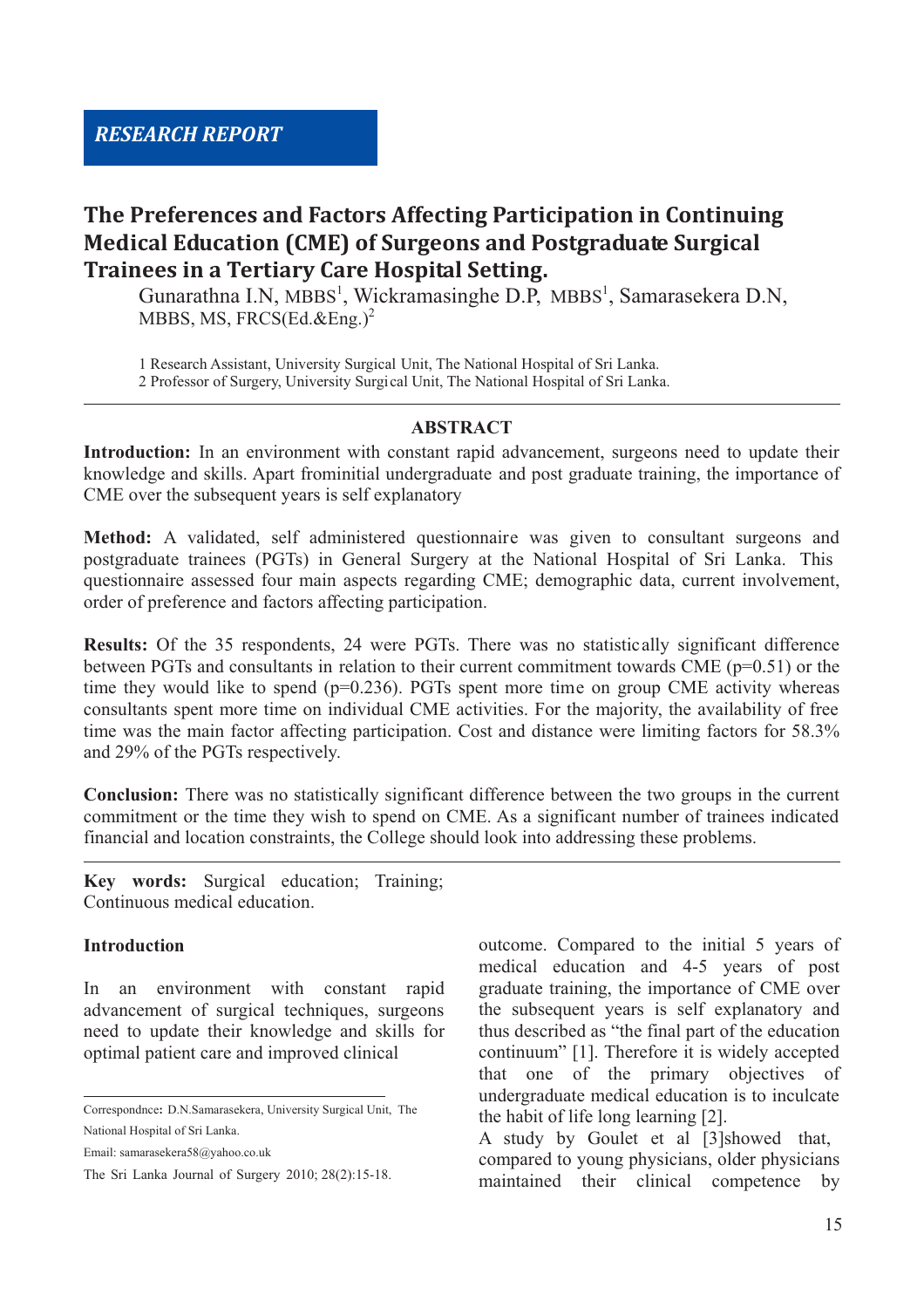RESEARCH REPORT

# The Preferences and Factors Affecting Participation in Continuing Medical Education (CME) of Surgeons and Postgraduate Surgical Trainees in a Tertiary Care Hospital Setting.

Gunarathna I.N, MBBS[1], Wickramasinghe D.P, MBBS[1], Samarasekera D.N, MBBS, MS, FRCS(Ed.&Eng.)[2]

1 Research Assistant, University Surgical Unit, The National Hospital of Sri Lanka.
2 Professor of Surgery, University Surgical Unit, The National Hospital of Sri Lanka.

## ABSTRACT

**Introduction:** In an environment with constant rapid advancement, surgeons need to update their knowledge and skills. Apart frominitial undergraduate and post graduate training, the importance of CME over the subsequent years is self explanatory

**Method:** A validated, self administered questionnaire was given to consultant surgeons and postgraduate trainees (PGTs) in General Surgery at the National Hospital of Sri Lanka. This questionnaire assessed four main aspects regarding CME; demographic data, current involvement, order of preference and factors affecting participation.

**Results:** Of the 35 respondents, 24 were PGTs. There was no statistically significant difference between PGTs and consultants in relation to their current commitment towards CME ($p=0.51$) or the time they would like to spend ($p=0.236$). PGTs spent more time on group CME activity whereas consultants spent more time on individual CME activities. For the majority, the availability of free time was the main factor affecting participation. Cost and distance were limiting factors for 58.3% and 29% of the PGTs respectively.

**Conclusion:** There was no statistically significant difference between the two groups in the current commitment or the time they wish to spend on CME. As a significant number of trainees indicated financial and location constraints, the College should look into addressing these problems.

**Key words:** Surgical education; Training; Continuous medical education.

## Introduction

In an environment with constant rapid advancement of surgical techniques, surgeons need to update their knowledge and skills for optimal patient care and improved clinical outcome. Compared to the initial 5 years of medical education and 4-5 years of post graduate training, the importance of CME over the subsequent years is self explanatory and thus described as "the final part of the education continuum" [1]. Therefore it is widely accepted that one of the primary objectives of undergraduate medical education is to inculcate the habit of life long learning [2].

A study by Goulet et al [3]showed that, compared to young physicians, older physicians maintained their clinical competence by

Correspondnce: D.N.Samarasekera, University Surgical Unit, The National Hospital of Sri Lanka.

Email: samarasekera58@yahoo.co.uk

The Sri Lanka Journal of Surgery 2010; 28(2):15-18.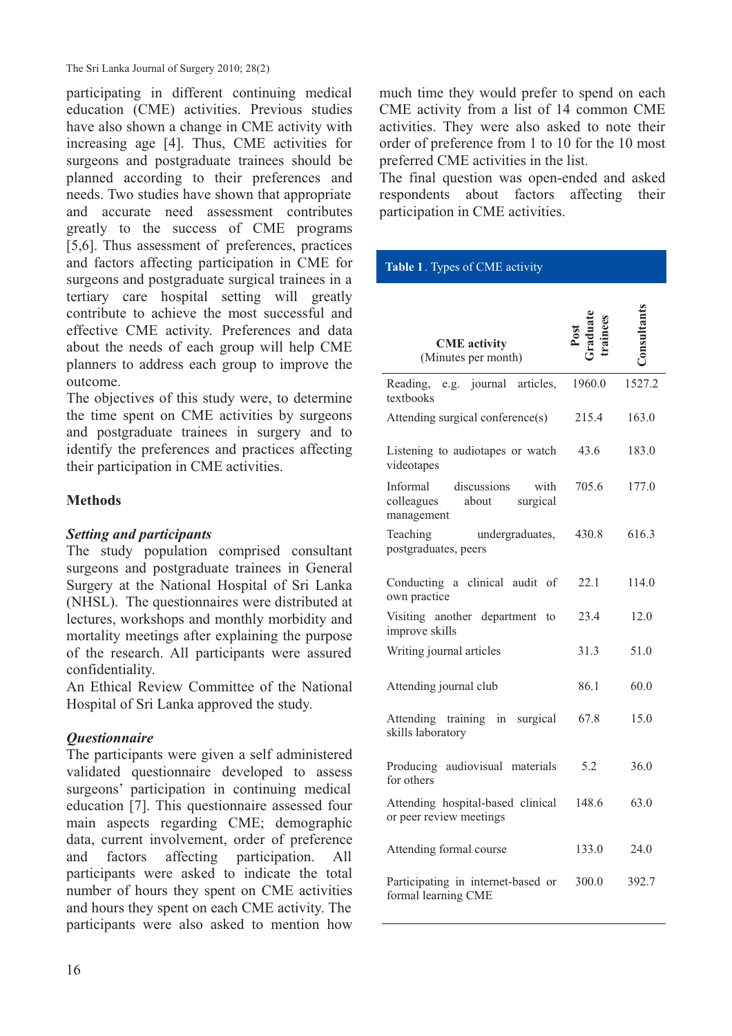participating in different continuing medical education (CME) activities. Previous studies have also shown a change in CME activity with increasing age [4]. Thus, CME activities for surgeons and postgraduate trainees should be planned according to their preferences and needs. Two studies have shown that appropriate and accurate need assessment contributes greatly to the success of CME programs [5,6]. Thus assessment of preferences, practices and factors affecting participation in CME for surgeons and postgraduate surgical trainees in a tertiary care hospital setting will greatly contribute to achieve the most successful and effective CME activity. Preferences and data about the needs of each group will help CME planners to address each group to improve the outcome.

The objectives of this study were, to determine the time spent on CME activities by surgeons and postgraduate trainees in surgery and to identify the preferences and practices affecting their participation in CME activities.

## Methods

### *Setting and participants*

The study population comprised consultant surgeons and postgraduate trainees in General Surgery at the National Hospital of Sri Lanka (NHSL). The questionnaires were distributed at lectures, workshops and monthly morbidity and mortality meetings after explaining the purpose of the research. All participants were assured confidentiality.

An Ethical Review Committee of the National Hospital of Sri Lanka approved the study.

### *Questionnaire*

The participants were given a self administered validated questionnaire developed to assess surgeons' participation in continuing medical education [7]. This questionnaire assessed four main aspects regarding CME; demographic data, current involvement, order of preference and factors affecting participation. All participants were asked to indicate the total number of hours they spent on CME activities and hours they spent on each CME activity. The participants were also asked to mention how much time they would prefer to spend on each CME activity from a list of 14 common CME activities. They were also asked to note their order of preference from 1 to 10 for the 10 most preferred CME activities in the list.

The final question was open-ended and asked respondents about factors affecting their participation in CME activities.

**Table 1**. Types of CME activity

| **CME activity** (Minutes per month) | **Post Graduate trainees** | **Consultants** |
|---|---|---|
| Reading, e.g. journal articles, textbooks | 1960.0 | 1527.2 |
| Attending surgical conference(s) | 215.4 | 163.0 |
| Listening to audiotapes or watch videotapes | 43.6 | 183.0 |
| Informal discussions with colleagues about surgical management | 705.6 | 177.0 |
| Teaching undergraduates, postgraduates, peers | 430.8 | 616.3 |
| Conducting a clinical audit of own practice | 22.1 | 114.0 |
| Visiting another department to improve skills | 23.4 | 12.0 |
| Writing journal articles | 31.3 | 51.0 |
| Attending journal club | 86.1 | 60.0 |
| Attending training in surgical skills laboratory | 67.8 | 15.0 |
| Producing audiovisual materials for others | 5.2 | 36.0 |
| Attending hospital-based clinical or peer review meetings | 148.6 | 63.0 |
| Attending formal course | 133.0 | 24.0 |
| Participating in internet-based or formal learning CME | 300.0 | 392.7 |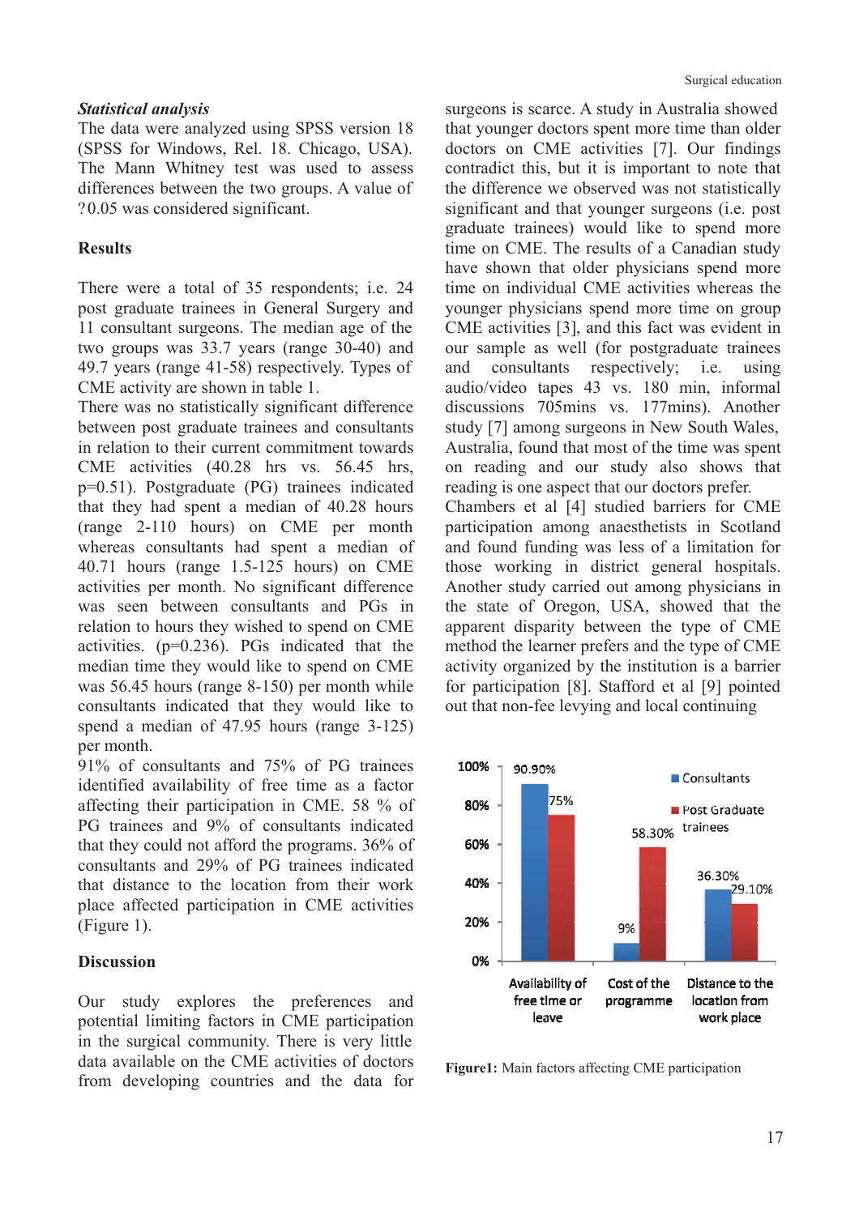### *Statistical analysis*

The data were analyzed using SPSS version 18 (SPSS for Windows, Rel. 18. Chicago, USA). The Mann Whitney test was used to assess differences between the two groups. A value of ?0.05 was considered significant.

## Results

There were a total of 35 respondents; i.e. 24 post graduate trainees in General Surgery and 11 consultant surgeons. The median age of the two groups was 33.7 years (range 30-40) and 49.7 years (range 41-58) respectively. Types of CME activity are shown in table 1.

There was no statistically significant difference between post graduate trainees and consultants in relation to their current commitment towards CME activities (40.28 hrs vs. 56.45 hrs, p=0.51). Postgraduate (PG) trainees indicated that they had spent a median of 40.28 hours (range 2-110 hours) on CME per month whereas consultants had spent a median of 40.71 hours (range 1.5-125 hours) on CME activities per month. No significant difference was seen between consultants and PGs in relation to hours they wished to spend on CME activities. (p=0.236). PGs indicated that the median time they would like to spend on CME was 56.45 hours (range 8-150) per month while consultants indicated that they would like to spend a median of 47.95 hours (range 3-125) per month.

91% of consultants and 75% of PG trainees identified availability of free time as a factor affecting their participation in CME. 58 % of PG trainees and 9% of consultants indicated that they could not afford the programs. 36% of consultants and 29% of PG trainees indicated that distance to the location from their work place affected participation in CME activities (Figure 1).

## Discussion

Our study explores the preferences and potential limiting factors in CME participation in the surgical community. There is very little data available on the CME activities of doctors from developing countries and the data for surgeons is scarce. A study in Australia showed that younger doctors spent more time than older doctors on CME activities [7]. Our findings contradict this, but it is important to note that the difference we observed was not statistically significant and that younger surgeons (i.e. post graduate trainees) would like to spend more time on CME. The results of a Canadian study have shown that older physicians spend more time on individual CME activities whereas the younger physicians spend more time on group CME activities [3], and this fact was evident in our sample as well (for postgraduate trainees and consultants respectively; i.e. using audio/video tapes 43 vs. 180 min, informal discussions 705mins vs. 177mins). Another study [7] among surgeons in New South Wales, Australia, found that most of the time was spent on reading and our study also shows that reading is one aspect that our doctors prefer.

Chambers et al [4] studied barriers for CME participation among anaesthetists in Scotland and found funding was less of a limitation for those working in district general hospitals. Another study carried out among physicians in the state of Oregon, USA, showed that the apparent disparity between the type of CME method the learner prefers and the type of CME activity organized by the institution is a barrier for participation [8]. Stafford et al [9] pointed out that non-fee levying and local continuing

| Factor | Consultants | Post Graduate trainees |
|---|---|---|
| Availability of free time or leave | 90.90% | 75% |
| Cost of the programme | 9% | 58.30% |
| Distance to the location from work place | 36.30% | 29.10% |

**Figure1:** Main factors affecting CME participation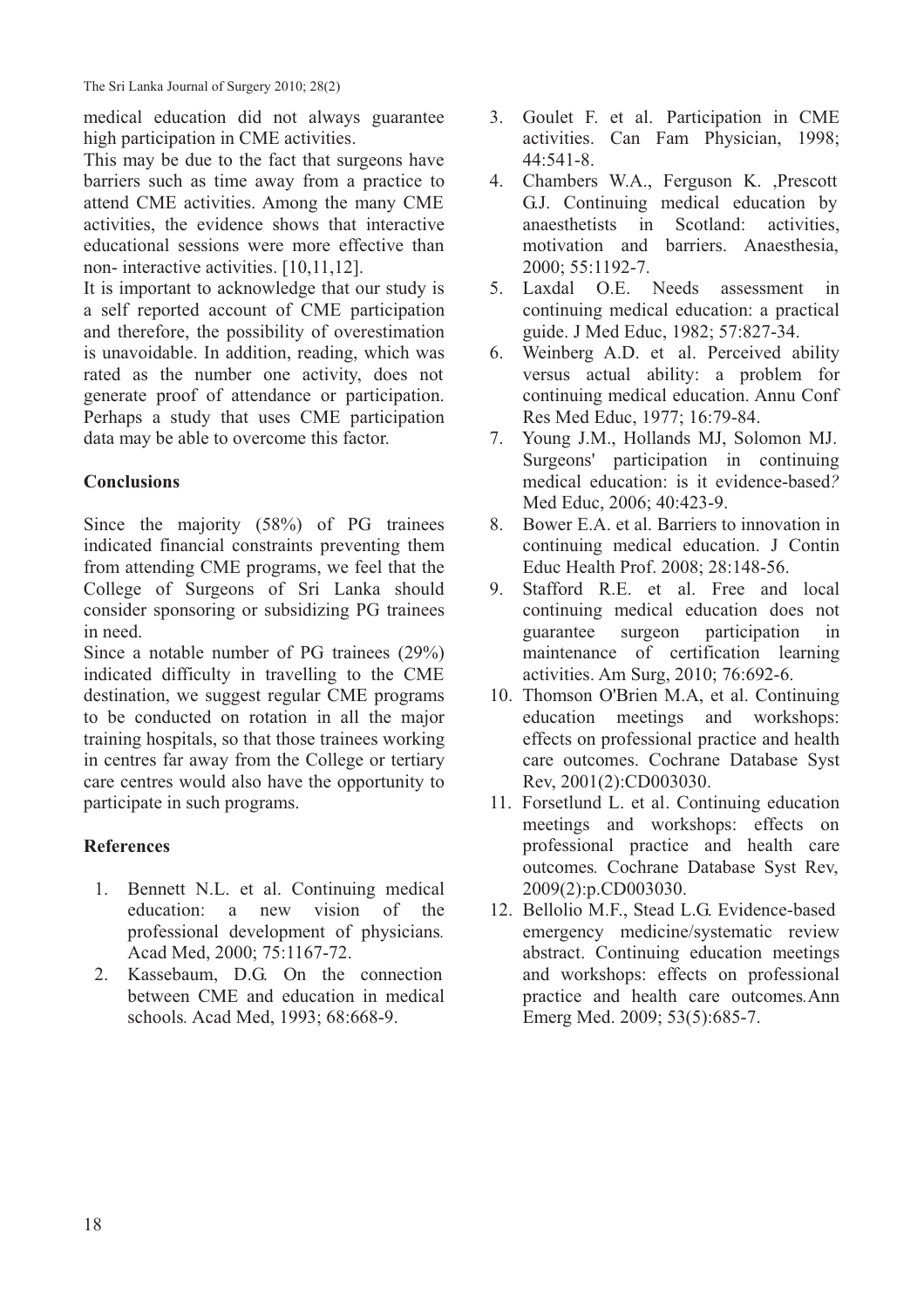medical education did not always guarantee high participation in CME activities.

This may be due to the fact that surgeons have barriers such as time away from a practice to attend CME activities. Among the many CME activities, the evidence shows that interactive educational sessions were more effective than non- interactive activities. [10,11,12].

It is important to acknowledge that our study is a self reported account of CME participation and therefore, the possibility of overestimation is unavoidable. In addition, reading, which was rated as the number one activity, does not generate proof of attendance or participation. Perhaps a study that uses CME participation data may be able to overcome this factor.

## Conclusions

Since the majority (58%) of PG trainees indicated financial constraints preventing them from attending CME programs, we feel that the College of Surgeons of Sri Lanka should consider sponsoring or subsidizing PG trainees in need.

Since a notable number of PG trainees (29%) indicated difficulty in travelling to the CME destination, we suggest regular CME programs to be conducted on rotation in all the major training hospitals, so that those trainees working in centres far away from the College or tertiary care centres would also have the opportunity to participate in such programs.

## References

1. Bennett N.L. et al. Continuing medical education: a new vision of the professional development of physicians. Acad Med, 2000; 75:1167-72.
2. Kassebaum, D.G. On the connection between CME and education in medical schools. Acad Med, 1993; 68:668-9.
3. Goulet F. et al. Participation in CME activities. Can Fam Physician, 1998; 44:541-8.
4. Chambers W.A., Ferguson K. ,Prescott G.J. Continuing medical education by anaesthetists in Scotland: activities, motivation and barriers. Anaesthesia, 2000; 55:1192-7.
5. Laxdal O.E. Needs assessment in continuing medical education: a practical guide. J Med Educ, 1982; 57:827-34.
6. Weinberg A.D. et al. Perceived ability versus actual ability: a problem for continuing medical education. Annu Conf Res Med Educ, 1977; 16:79-84.
7. Young J.M., Hollands MJ, Solomon MJ. Surgeons' participation in continuing medical education: is it evidence-based? Med Educ, 2006; 40:423-9.
8. Bower E.A. et al. Barriers to innovation in continuing medical education. J Contin Educ Health Prof. 2008; 28:148-56.
9. Stafford R.E. et al. Free and local continuing medical education does not guarantee surgeon participation in maintenance of certification learning activities. Am Surg, 2010; 76:692-6.
10. Thomson O'Brien M.A, et al. Continuing education meetings and workshops: effects on professional practice and health care outcomes. Cochrane Database Syst Rev, 2001(2):CD003030.
11. Forsetlund L. et al. Continuing education meetings and workshops: effects on professional practice and health care outcomes. Cochrane Database Syst Rev, 2009(2):p.CD003030.
12. Bellolio M.F., Stead L.G. Evidence-based emergency medicine/systematic review abstract. Continuing education meetings and workshops: effects on professional practice and health care outcomes. Ann Emerg Med. 2009; 53(5):685-7.